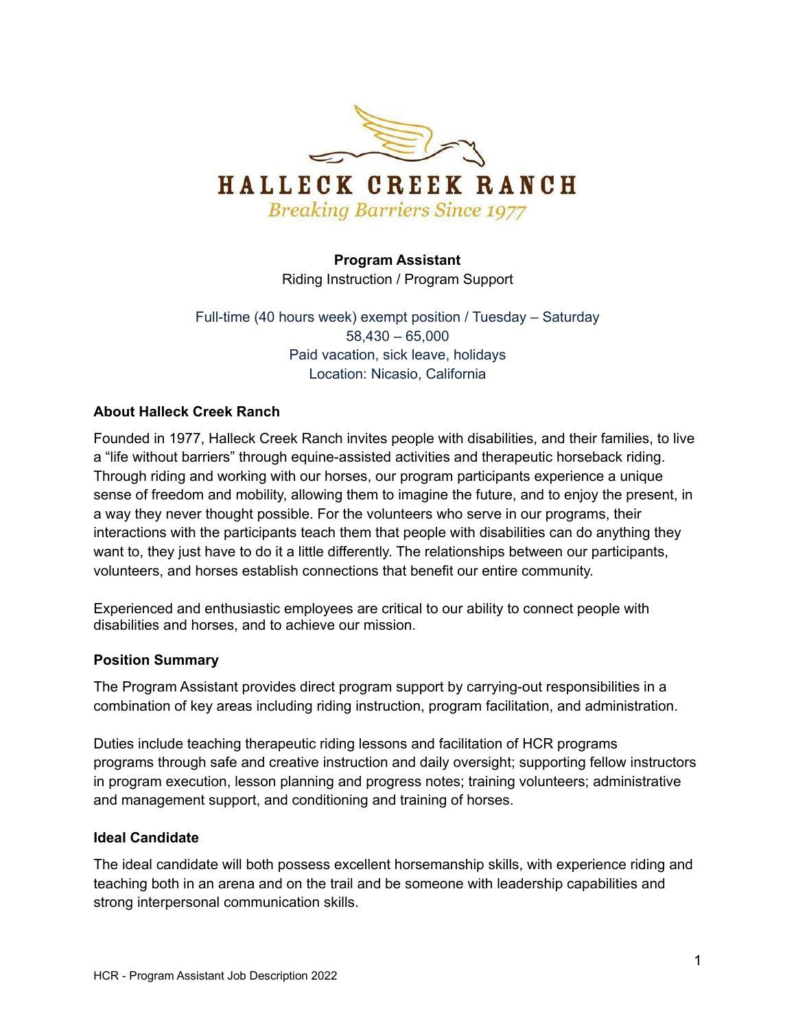# HALLECK CREEK RANCH

*Breaking Barriers Since 1977*

**Program Assistant**
Riding Instruction / Program Support

Full-time (40 hours week) exempt position / Tuesday – Saturday
58,430 – 65,000
Paid vacation, sick leave, holidays
Location: Nicasio, California

## About Halleck Creek Ranch

Founded in 1977, Halleck Creek Ranch invites people with disabilities, and their families, to live a "life without barriers" through equine-assisted activities and therapeutic horseback riding. Through riding and working with our horses, our program participants experience a unique sense of freedom and mobility, allowing them to imagine the future, and to enjoy the present, in a way they never thought possible. For the volunteers who serve in our programs, their interactions with the participants teach them that people with disabilities can do anything they want to, they just have to do it a little differently. The relationships between our participants, volunteers, and horses establish connections that benefit our entire community.

Experienced and enthusiastic employees are critical to our ability to connect people with disabilities and horses, and to achieve our mission.

## Position Summary

The Program Assistant provides direct program support by carrying-out responsibilities in a combination of key areas including riding instruction, program facilitation, and administration.

Duties include teaching therapeutic riding lessons and facilitation of HCR programs programs through safe and creative instruction and daily oversight; supporting fellow instructors in program execution, lesson planning and progress notes; training volunteers; administrative and management support, and conditioning and training of horses.

## Ideal Candidate

The ideal candidate will both possess excellent horsemanship skills, with experience riding and teaching both in an arena and on the trail and be someone with leadership capabilities and strong interpersonal communication skills.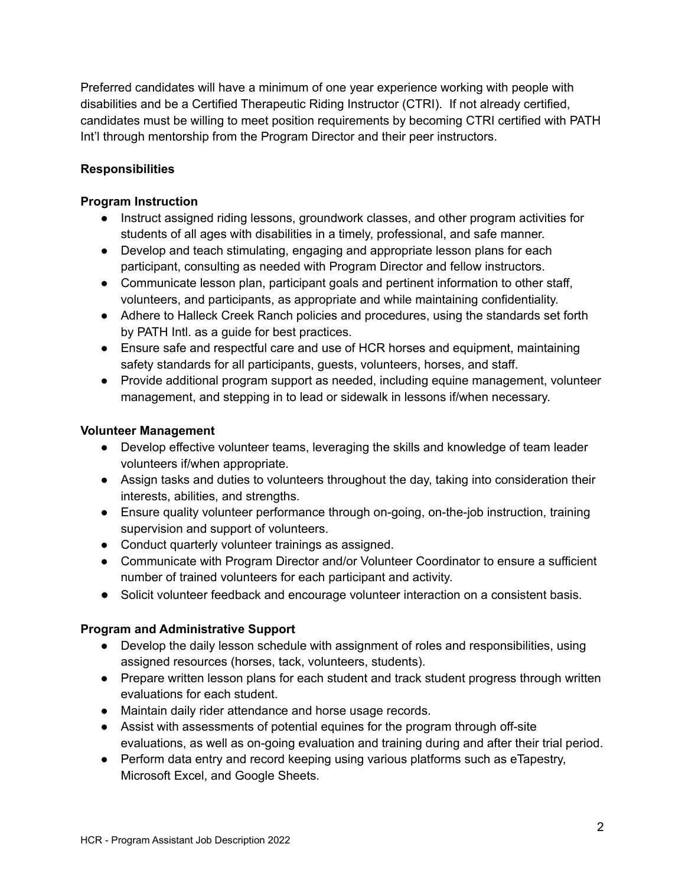Preferred candidates will have a minimum of one year experience working with people with disabilities and be a Certified Therapeutic Riding Instructor (CTRI). If not already certified, candidates must be willing to meet position requirements by becoming CTRI certified with PATH Int'l through mentorship from the Program Director and their peer instructors.

**Responsibilities**

**Program Instruction**

- Instruct assigned riding lessons, groundwork classes, and other program activities for students of all ages with disabilities in a timely, professional, and safe manner.
- Develop and teach stimulating, engaging and appropriate lesson plans for each participant, consulting as needed with Program Director and fellow instructors.
- Communicate lesson plan, participant goals and pertinent information to other staff, volunteers, and participants, as appropriate and while maintaining confidentiality.
- Adhere to Halleck Creek Ranch policies and procedures, using the standards set forth by PATH Intl. as a guide for best practices.
- Ensure safe and respectful care and use of HCR horses and equipment, maintaining safety standards for all participants, guests, volunteers, horses, and staff.
- Provide additional program support as needed, including equine management, volunteer management, and stepping in to lead or sidewalk in lessons if/when necessary.

**Volunteer Management**

- Develop effective volunteer teams, leveraging the skills and knowledge of team leader volunteers if/when appropriate.
- Assign tasks and duties to volunteers throughout the day, taking into consideration their interests, abilities, and strengths.
- Ensure quality volunteer performance through on-going, on-the-job instruction, training supervision and support of volunteers.
- Conduct quarterly volunteer trainings as assigned.
- Communicate with Program Director and/or Volunteer Coordinator to ensure a sufficient number of trained volunteers for each participant and activity.
- Solicit volunteer feedback and encourage volunteer interaction on a consistent basis.

**Program and Administrative Support**

- Develop the daily lesson schedule with assignment of roles and responsibilities, using assigned resources (horses, tack, volunteers, students).
- Prepare written lesson plans for each student and track student progress through written evaluations for each student.
- Maintain daily rider attendance and horse usage records.
- Assist with assessments of potential equines for the program through off-site evaluations, as well as on-going evaluation and training during and after their trial period.
- Perform data entry and record keeping using various platforms such as eTapestry, Microsoft Excel, and Google Sheets.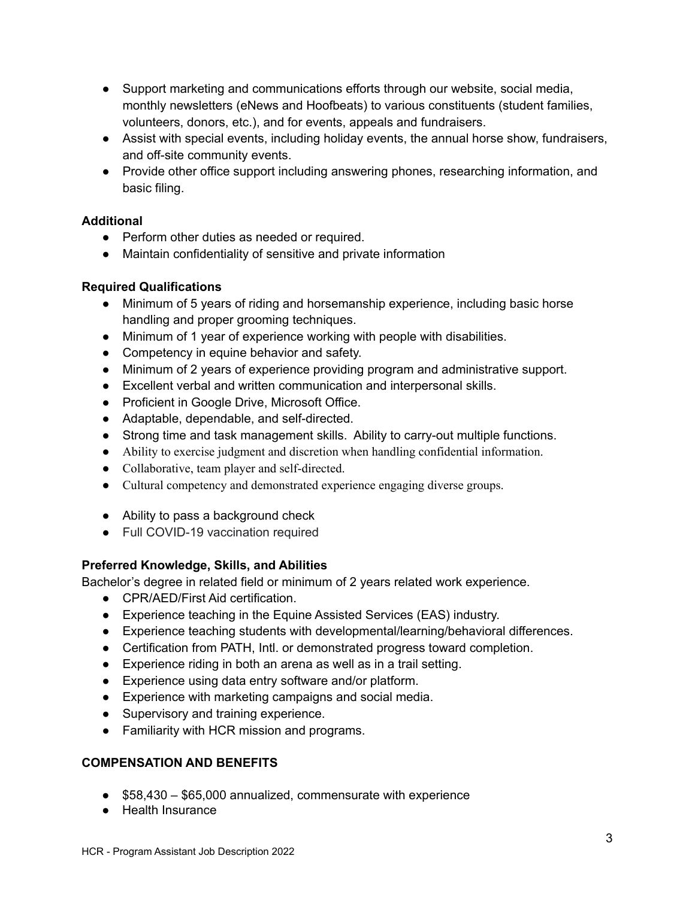- Support marketing and communications efforts through our website, social media, monthly newsletters (eNews and Hoofbeats) to various constituents (student families, volunteers, donors, etc.), and for events, appeals and fundraisers.
- Assist with special events, including holiday events, the annual horse show, fundraisers, and off-site community events.
- Provide other office support including answering phones, researching information, and basic filing.

**Additional**

- Perform other duties as needed or required.
- Maintain confidentiality of sensitive and private information

**Required Qualifications**

- Minimum of 5 years of riding and horsemanship experience, including basic horse handling and proper grooming techniques.
- Minimum of 1 year of experience working with people with disabilities.
- Competency in equine behavior and safety.
- Minimum of 2 years of experience providing program and administrative support.
- Excellent verbal and written communication and interpersonal skills.
- Proficient in Google Drive, Microsoft Office.
- Adaptable, dependable, and self-directed.
- Strong time and task management skills. Ability to carry-out multiple functions.
- Ability to exercise judgment and discretion when handling confidential information.
- Collaborative, team player and self-directed.
- Cultural competency and demonstrated experience engaging diverse groups.
- Ability to pass a background check
- Full COVID-19 vaccination required

**Preferred Knowledge, Skills, and Abilities**

Bachelor's degree in related field or minimum of 2 years related work experience.

- CPR/AED/First Aid certification.
- Experience teaching in the Equine Assisted Services (EAS) industry.
- Experience teaching students with developmental/learning/behavioral differences.
- Certification from PATH, Intl. or demonstrated progress toward completion.
- Experience riding in both an arena as well as in a trail setting.
- Experience using data entry software and/or platform.
- Experience with marketing campaigns and social media.
- Supervisory and training experience.
- Familiarity with HCR mission and programs.

**COMPENSATION AND BENEFITS**

- $58,430 – $65,000 annualized, commensurate with experience
- Health Insurance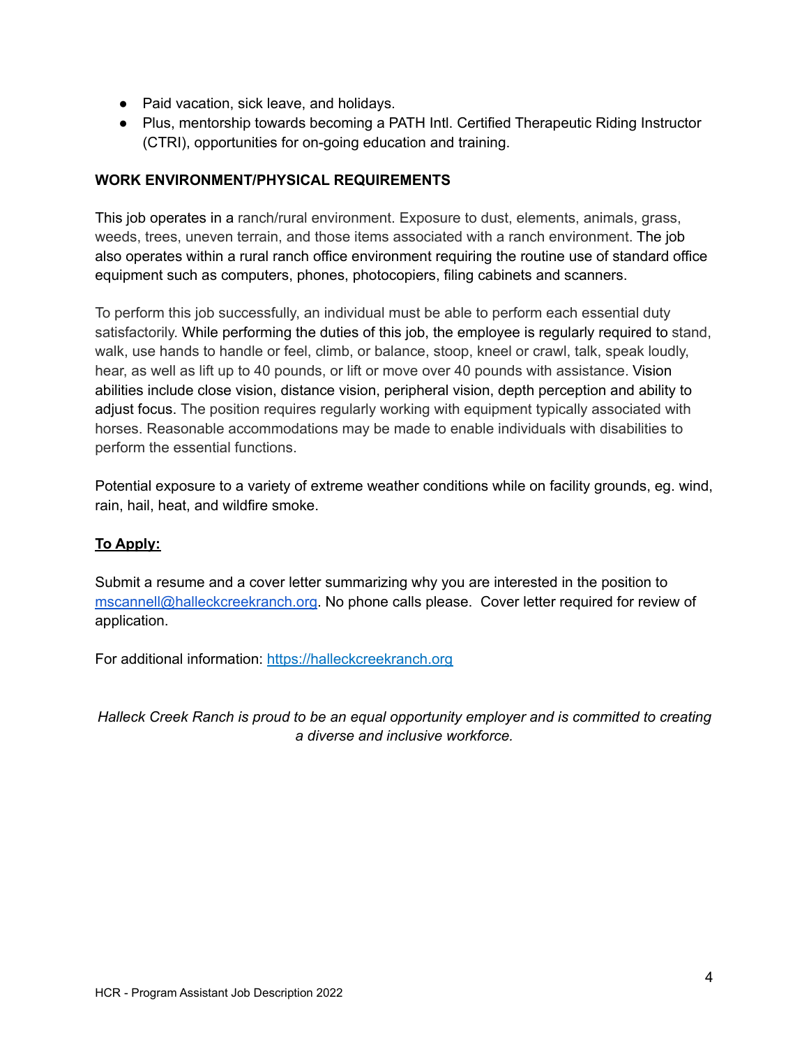- Paid vacation, sick leave, and holidays.
- Plus, mentorship towards becoming a PATH Intl. Certified Therapeutic Riding Instructor (CTRI), opportunities for on-going education and training.

**WORK ENVIRONMENT/PHYSICAL REQUIREMENTS**

This job operates in a ranch/rural environment. Exposure to dust, elements, animals, grass, weeds, trees, uneven terrain, and those items associated with a ranch environment. The job also operates within a rural ranch office environment requiring the routine use of standard office equipment such as computers, phones, photocopiers, filing cabinets and scanners.

To perform this job successfully, an individual must be able to perform each essential duty satisfactorily. While performing the duties of this job, the employee is regularly required to stand, walk, use hands to handle or feel, climb, or balance, stoop, kneel or crawl, talk, speak loudly, hear, as well as lift up to 40 pounds, or lift or move over 40 pounds with assistance. Vision abilities include close vision, distance vision, peripheral vision, depth perception and ability to adjust focus. The position requires regularly working with equipment typically associated with horses. Reasonable accommodations may be made to enable individuals with disabilities to perform the essential functions.

Potential exposure to a variety of extreme weather conditions while on facility grounds, eg. wind, rain, hail, heat, and wildfire smoke.

**<u>To Apply:</u>**

Submit a resume and a cover letter summarizing why you are interested in the position to [mscannell@halleckcreekranch.org](mailto:mscannell@halleckcreekranch.org). No phone calls please. Cover letter required for review of application.

For additional information: [https://halleckcreekranch.org](https://halleckcreekranch.org)

*Halleck Creek Ranch is proud to be an equal opportunity employer and is committed to creating a diverse and inclusive workforce.*